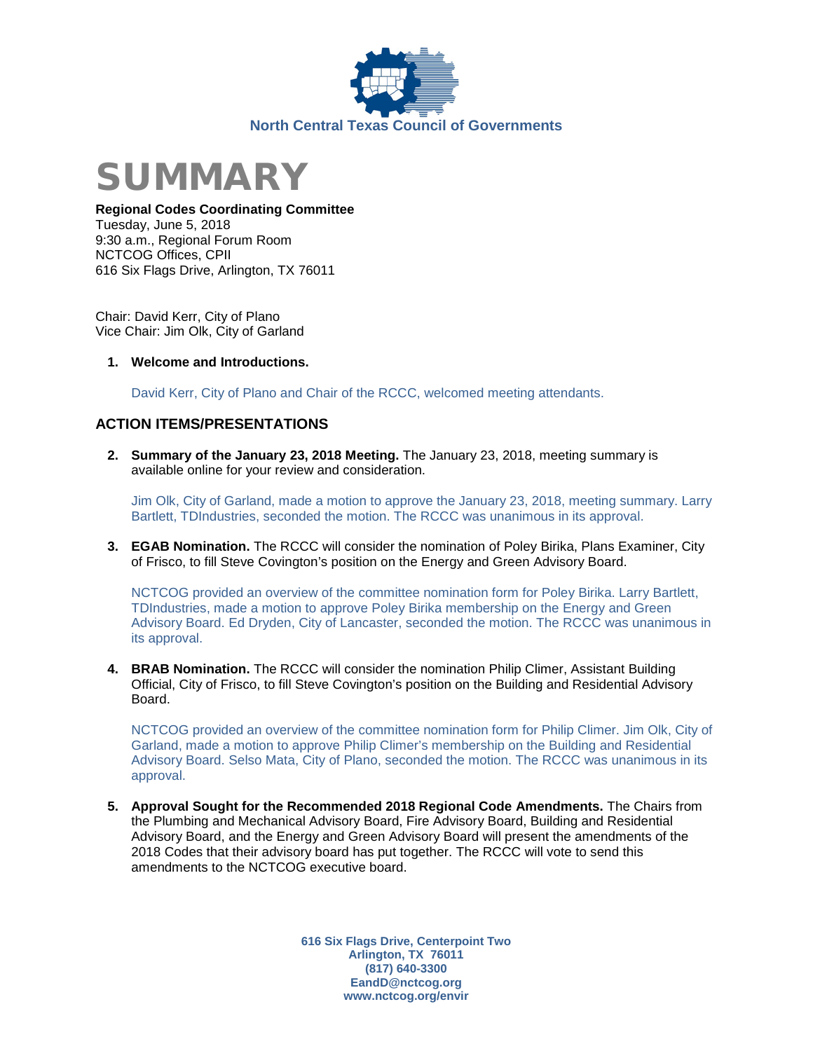North Central Texas Council of Governments

# SUMMARY

**Regional Codes Coordinating Committee**
Tuesday, June 5, 2018
9:30 a.m., Regional Forum Room
NCTCOG Offices, CPII
616 Six Flags Drive, Arlington, TX 76011

Chair: David Kerr, City of Plano
Vice Chair: Jim Olk, City of Garland

1. **Welcome and Introductions.**

   David Kerr, City of Plano and Chair of the RCCC, welcomed meeting attendants.

## ACTION ITEMS/PRESENTATIONS

2. **Summary of the January 23, 2018 Meeting.** The January 23, 2018, meeting summary is available online for your review and consideration.

   Jim Olk, City of Garland, made a motion to approve the January 23, 2018, meeting summary. Larry Bartlett, TDIndustries, seconded the motion. The RCCC was unanimous in its approval.

3. **EGAB Nomination.** The RCCC will consider the nomination of Poley Birika, Plans Examiner, City of Frisco, to fill Steve Covington's position on the Energy and Green Advisory Board.

   NCTCOG provided an overview of the committee nomination form for Poley Birika. Larry Bartlett, TDIndustries, made a motion to approve Poley Birika membership on the Energy and Green Advisory Board. Ed Dryden, City of Lancaster, seconded the motion. The RCCC was unanimous in its approval.

4. **BRAB Nomination.** The RCCC will consider the nomination Philip Climer, Assistant Building Official, City of Frisco, to fill Steve Covington's position on the Building and Residential Advisory Board.

   NCTCOG provided an overview of the committee nomination form for Philip Climer. Jim Olk, City of Garland, made a motion to approve Philip Climer's membership on the Building and Residential Advisory Board. Selso Mata, City of Plano, seconded the motion. The RCCC was unanimous in its approval.

5. **Approval Sought for the Recommended 2018 Regional Code Amendments.** The Chairs from the Plumbing and Mechanical Advisory Board, Fire Advisory Board, Building and Residential Advisory Board, and the Energy and Green Advisory Board will present the amendments of the 2018 Codes that their advisory board has put together. The RCCC will vote to send this amendments to the NCTCOG executive board.

**616 Six Flags Drive, Centerpoint Two**
**Arlington, TX 76011**
**(817) 640-3300**
**EandD@nctcog.org**
**www.nctcog.org/envir**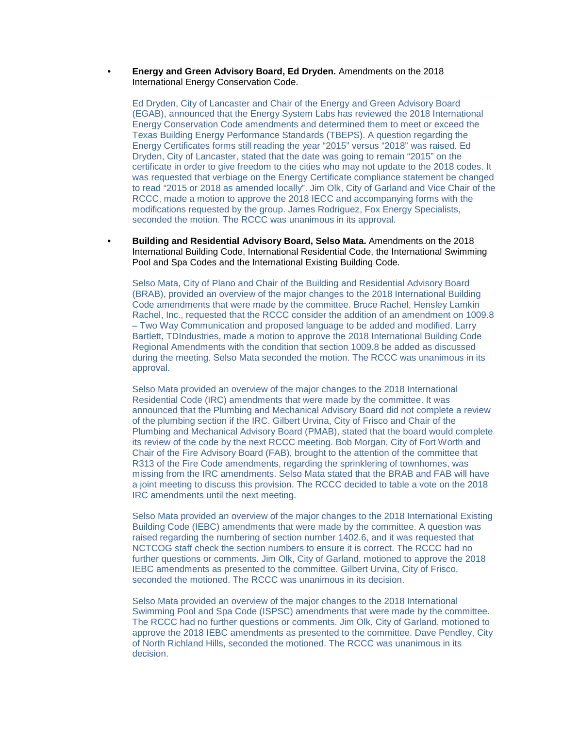- **Energy and Green Advisory Board, Ed Dryden.** Amendments on the 2018 International Energy Conservation Code.

  Ed Dryden, City of Lancaster and Chair of the Energy and Green Advisory Board (EGAB), announced that the Energy System Labs has reviewed the 2018 International Energy Conservation Code amendments and determined them to meet or exceed the Texas Building Energy Performance Standards (TBEPS). A question regarding the Energy Certificates forms still reading the year "2015" versus "2018" was raised. Ed Dryden, City of Lancaster, stated that the date was going to remain "2015" on the certificate in order to give freedom to the cities who may not update to the 2018 codes. It was requested that verbiage on the Energy Certificate compliance statement be changed to read "2015 or 2018 as amended locally". Jim Olk, City of Garland and Vice Chair of the RCCC, made a motion to approve the 2018 IECC and accompanying forms with the modifications requested by the group. James Rodriguez, Fox Energy Specialists, seconded the motion. The RCCC was unanimous in its approval.

- **Building and Residential Advisory Board, Selso Mata.** Amendments on the 2018 International Building Code, International Residential Code, the International Swimming Pool and Spa Codes and the International Existing Building Code.

  Selso Mata, City of Plano and Chair of the Building and Residential Advisory Board (BRAB), provided an overview of the major changes to the 2018 International Building Code amendments that were made by the committee. Bruce Rachel, Hensley Lamkin Rachel, Inc., requested that the RCCC consider the addition of an amendment on 1009.8 – Two Way Communication and proposed language to be added and modified. Larry Bartlett, TDIndustries, made a motion to approve the 2018 International Building Code Regional Amendments with the condition that section 1009.8 be added as discussed during the meeting. Selso Mata seconded the motion. The RCCC was unanimous in its approval.

  Selso Mata provided an overview of the major changes to the 2018 International Residential Code (IRC) amendments that were made by the committee. It was announced that the Plumbing and Mechanical Advisory Board did not complete a review of the plumbing section if the IRC. Gilbert Urvina, City of Frisco and Chair of the Plumbing and Mechanical Advisory Board (PMAB), stated that the board would complete its review of the code by the next RCCC meeting. Bob Morgan, City of Fort Worth and Chair of the Fire Advisory Board (FAB), brought to the attention of the committee that R313 of the Fire Code amendments, regarding the sprinklering of townhomes, was missing from the IRC amendments. Selso Mata stated that the BRAB and FAB will have a joint meeting to discuss this provision. The RCCC decided to table a vote on the 2018 IRC amendments until the next meeting.

  Selso Mata provided an overview of the major changes to the 2018 International Existing Building Code (IEBC) amendments that were made by the committee. A question was raised regarding the numbering of section number 1402.6, and it was requested that NCTCOG staff check the section numbers to ensure it is correct. The RCCC had no further questions or comments. Jim Olk, City of Garland, motioned to approve the 2018 IEBC amendments as presented to the committee. Gilbert Urvina, City of Frisco, seconded the motioned. The RCCC was unanimous in its decision.

  Selso Mata provided an overview of the major changes to the 2018 International Swimming Pool and Spa Code (ISPSC) amendments that were made by the committee. The RCCC had no further questions or comments. Jim Olk, City of Garland, motioned to approve the 2018 IEBC amendments as presented to the committee. Dave Pendley, City of North Richland Hills, seconded the motioned. The RCCC was unanimous in its decision.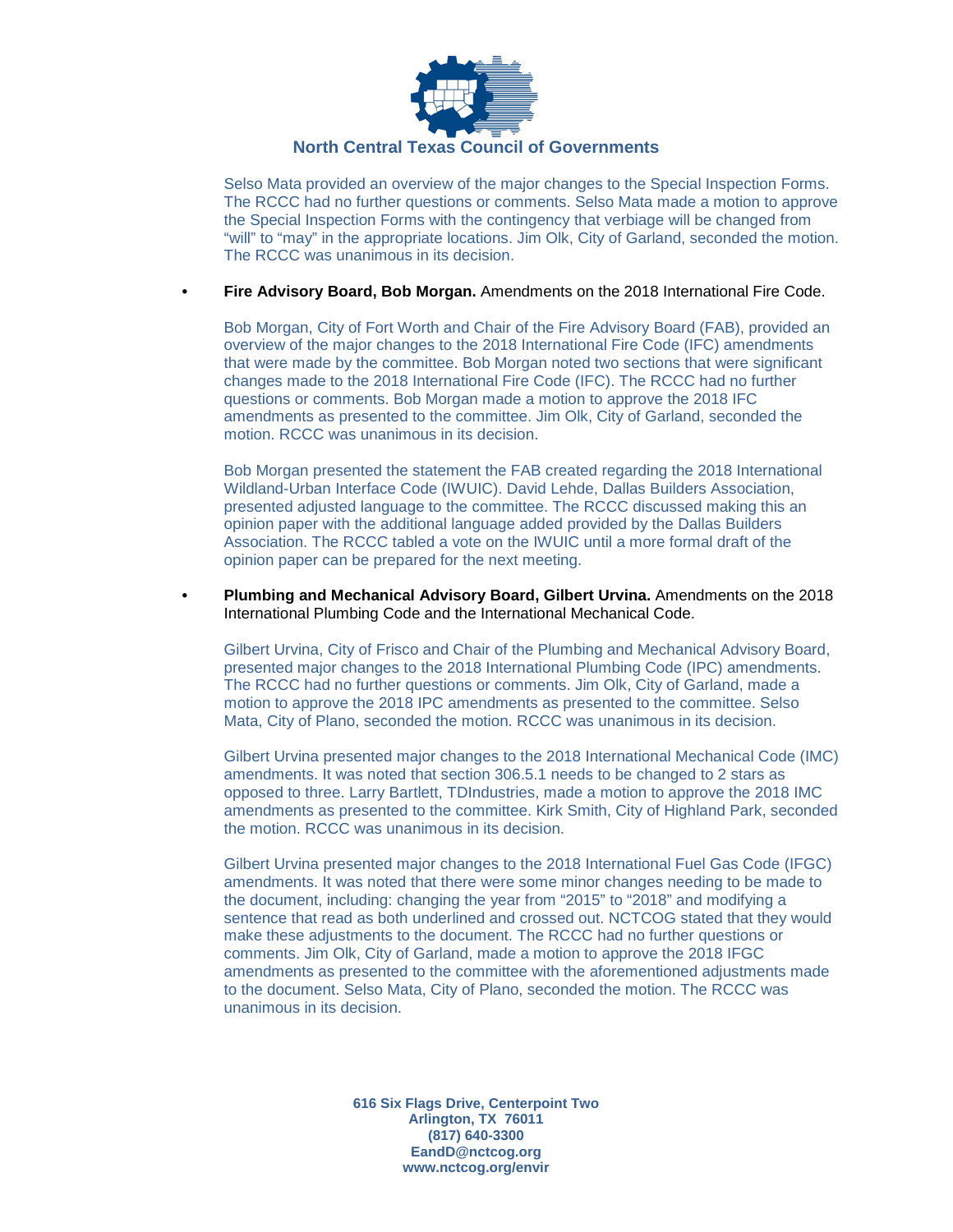Selso Mata provided an overview of the major changes to the Special Inspection Forms. The RCCC had no further questions or comments. Selso Mata made a motion to approve the Special Inspection Forms with the contingency that verbiage will be changed from "will" to "may" in the appropriate locations. Jim Olk, City of Garland, seconded the motion. The RCCC was unanimous in its decision.

- **Fire Advisory Board, Bob Morgan.** Amendments on the 2018 International Fire Code.

  Bob Morgan, City of Fort Worth and Chair of the Fire Advisory Board (FAB), provided an overview of the major changes to the 2018 International Fire Code (IFC) amendments that were made by the committee. Bob Morgan noted two sections that were significant changes made to the 2018 International Fire Code (IFC). The RCCC had no further questions or comments. Bob Morgan made a motion to approve the 2018 IFC amendments as presented to the committee. Jim Olk, City of Garland, seconded the motion. RCCC was unanimous in its decision.

  Bob Morgan presented the statement the FAB created regarding the 2018 International Wildland-Urban Interface Code (IWUIC). David Lehde, Dallas Builders Association, presented adjusted language to the committee. The RCCC discussed making this an opinion paper with the additional language added provided by the Dallas Builders Association. The RCCC tabled a vote on the IWUIC until a more formal draft of the opinion paper can be prepared for the next meeting.

- **Plumbing and Mechanical Advisory Board, Gilbert Urvina.** Amendments on the 2018 International Plumbing Code and the International Mechanical Code.

  Gilbert Urvina, City of Frisco and Chair of the Plumbing and Mechanical Advisory Board, presented major changes to the 2018 International Plumbing Code (IPC) amendments. The RCCC had no further questions or comments. Jim Olk, City of Garland, made a motion to approve the 2018 IPC amendments as presented to the committee. Selso Mata, City of Plano, seconded the motion. RCCC was unanimous in its decision.

  Gilbert Urvina presented major changes to the 2018 International Mechanical Code (IMC) amendments. It was noted that section 306.5.1 needs to be changed to 2 stars as opposed to three. Larry Bartlett, TDIndustries, made a motion to approve the 2018 IMC amendments as presented to the committee. Kirk Smith, City of Highland Park, seconded the motion. RCCC was unanimous in its decision.

  Gilbert Urvina presented major changes to the 2018 International Fuel Gas Code (IFGC) amendments. It was noted that there were some minor changes needing to be made to the document, including: changing the year from "2015" to "2018" and modifying a sentence that read as both underlined and crossed out. NCTCOG stated that they would make these adjustments to the document. The RCCC had no further questions or comments. Jim Olk, City of Garland, made a motion to approve the 2018 IFGC amendments as presented to the committee with the aforementioned adjustments made to the document. Selso Mata, City of Plano, seconded the motion. The RCCC was unanimous in its decision.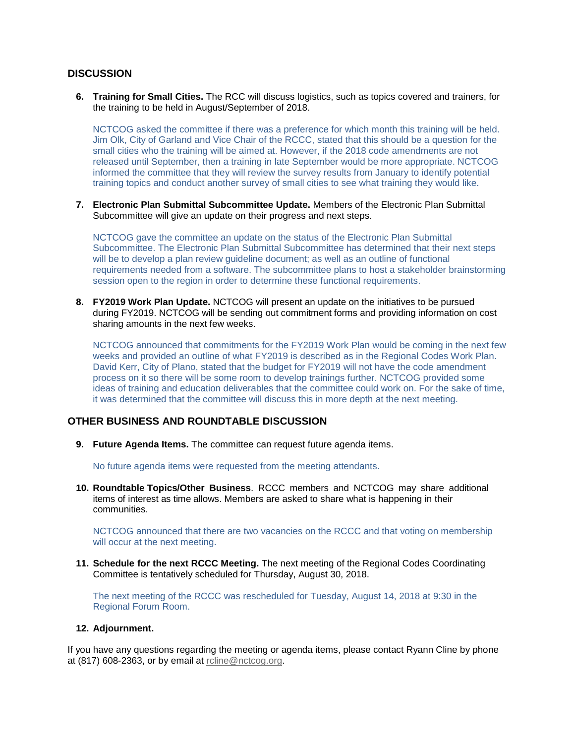## DISCUSSION

6. **Training for Small Cities.** The RCC will discuss logistics, such as topics covered and trainers, for the training to be held in August/September of 2018.

   NCTCOG asked the committee if there was a preference for which month this training will be held. Jim Olk, City of Garland and Vice Chair of the RCCC, stated that this should be a question for the small cities who the training will be aimed at. However, if the 2018 code amendments are not released until September, then a training in late September would be more appropriate. NCTCOG informed the committee that they will review the survey results from January to identify potential training topics and conduct another survey of small cities to see what training they would like.

7. **Electronic Plan Submittal Subcommittee Update.** Members of the Electronic Plan Submittal Subcommittee will give an update on their progress and next steps.

   NCTCOG gave the committee an update on the status of the Electronic Plan Submittal Subcommittee. The Electronic Plan Submittal Subcommittee has determined that their next steps will be to develop a plan review guideline document; as well as an outline of functional requirements needed from a software. The subcommittee plans to host a stakeholder brainstorming session open to the region in order to determine these functional requirements.

8. **FY2019 Work Plan Update.** NCTCOG will present an update on the initiatives to be pursued during FY2019. NCTCOG will be sending out commitment forms and providing information on cost sharing amounts in the next few weeks.

   NCTCOG announced that commitments for the FY2019 Work Plan would be coming in the next few weeks and provided an outline of what FY2019 is described as in the Regional Codes Work Plan. David Kerr, City of Plano, stated that the budget for FY2019 will not have the code amendment process on it so there will be some room to develop trainings further. NCTCOG provided some ideas of training and education deliverables that the committee could work on. For the sake of time, it was determined that the committee will discuss this in more depth at the next meeting.

## OTHER BUSINESS AND ROUNDTABLE DISCUSSION

9. **Future Agenda Items.** The committee can request future agenda items.

   No future agenda items were requested from the meeting attendants.

10. **Roundtable Topics/Other Business**. RCCC members and NCTCOG may share additional items of interest as time allows. Members are asked to share what is happening in their communities.

    NCTCOG announced that there are two vacancies on the RCCC and that voting on membership will occur at the next meeting.

11. **Schedule for the next RCCC Meeting.** The next meeting of the Regional Codes Coordinating Committee is tentatively scheduled for Thursday, August 30, 2018.

    The next meeting of the RCCC was rescheduled for Tuesday, August 14, 2018 at 9:30 in the Regional Forum Room.

12. **Adjournment.**

If you have any questions regarding the meeting or agenda items, please contact Ryann Cline by phone at (817) 608-2363, or by email at rcline@nctcog.org.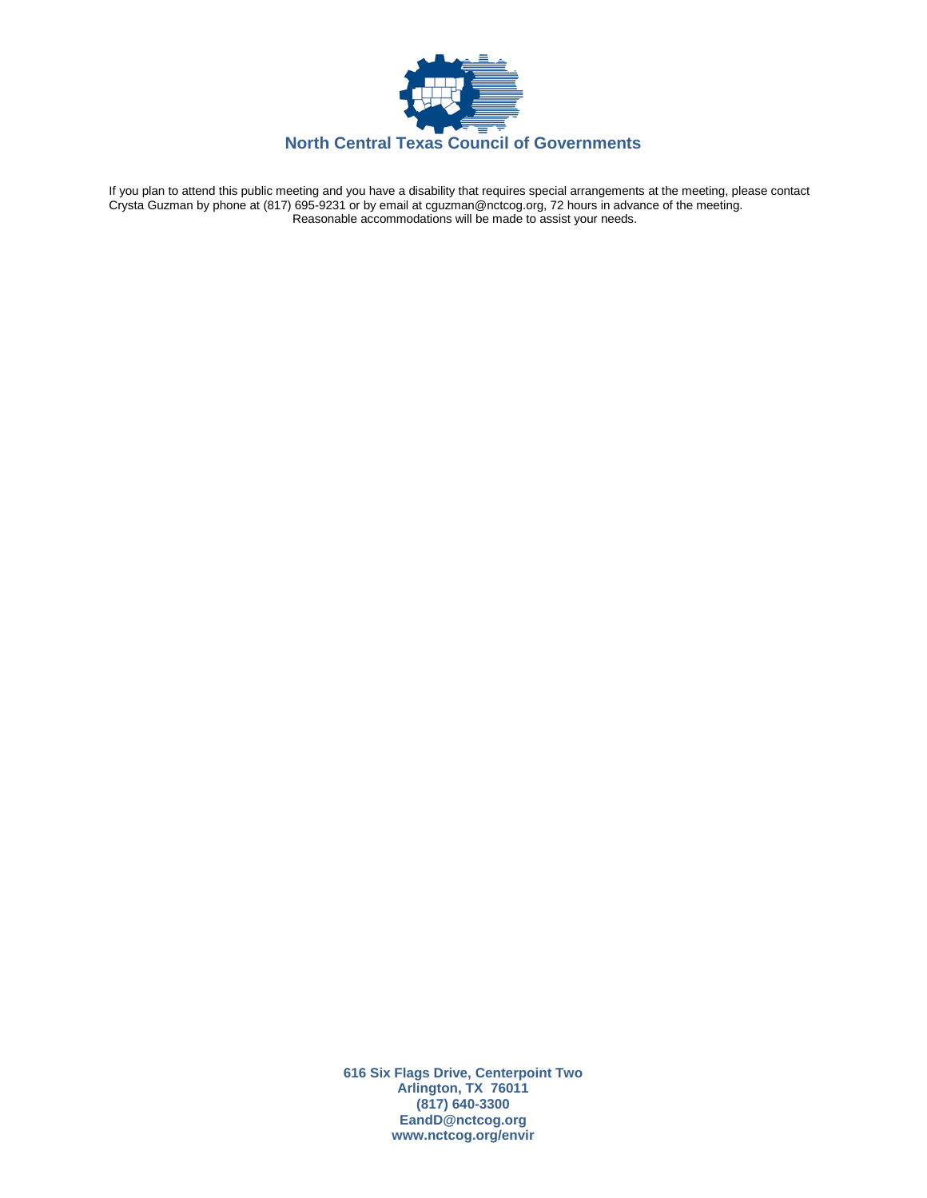**North Central Texas Council of Governments**

If you plan to attend this public meeting and you have a disability that requires special arrangements at the meeting, please contact Crysta Guzman by phone at (817) 695-9231 or by email at cguzman@nctcog.org, 72 hours in advance of the meeting. Reasonable accommodations will be made to assist your needs.

**616 Six Flags Drive, Centerpoint Two**
**Arlington, TX 76011**
**(817) 640-3300**
**EandD@nctcog.org**
**www.nctcog.org/envir**